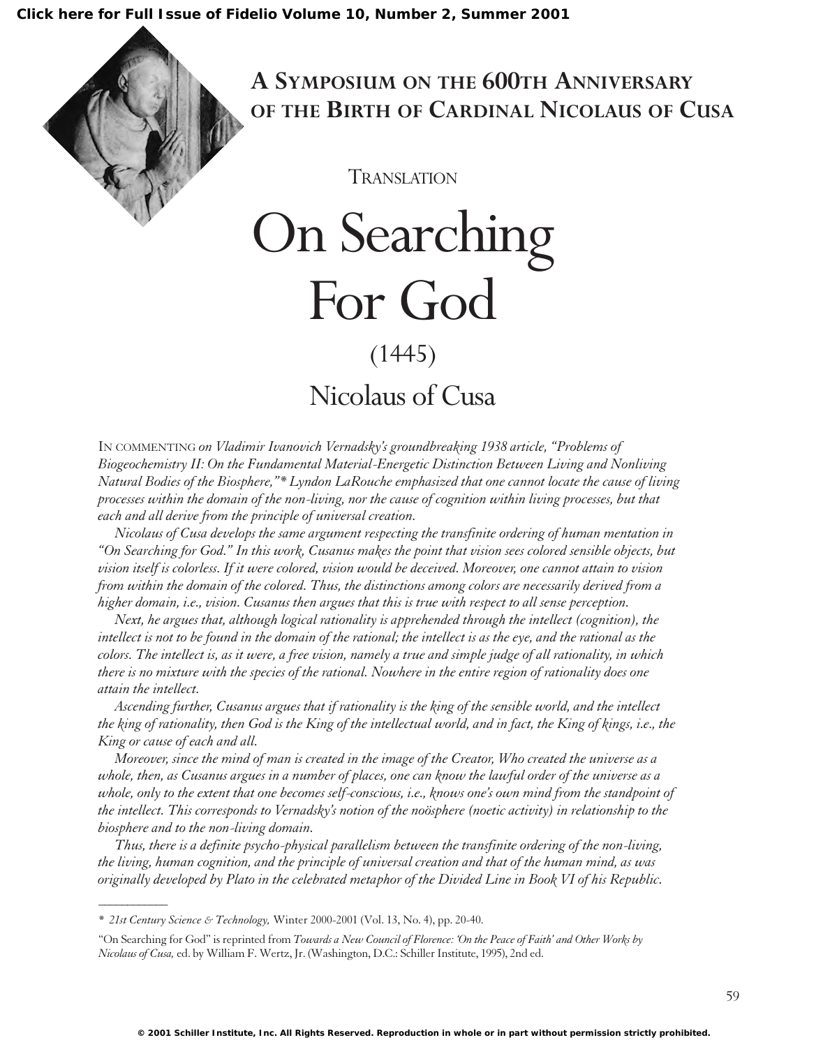**A Symposium on the 600th Anniversary of the Birth of Cardinal Nicolaus of Cusa**

TRANSLATION

# On Searching For God

(1445)

## Nicolaus of Cusa

IN COMMENTING *on Vladimir Ivanovich Vernadsky's groundbreaking 1938 article, "Problems of Biogeochemistry II: On the Fundamental Material-Energetic Distinction Between Living and Nonliving Natural Bodies of the Biosphere,"\* Lyndon LaRouche emphasized that one cannot locate the cause of living processes within the domain of the non-living, nor the cause of cognition within living processes, but that each and all derive from the principle of universal creation.*

*Nicolaus of Cusa develops the same argument respecting the transfinite ordering of human mentation in "On Searching for God." In this work, Cusanus makes the point that vision sees colored sensible objects, but vision itself is colorless. If it were colored, vision would be deceived. Moreover, one cannot attain to vision from within the domain of the colored. Thus, the distinctions among colors are necessarily derived from a higher domain, i.e., vision. Cusanus then argues that this is true with respect to all sense perception.*

*Next, he argues that, although logical rationality is apprehended through the intellect (cognition), the intellect is not to be found in the domain of the rational; the intellect is as the eye, and the rational as the colors. The intellect is, as it were, a free vision, namely a true and simple judge of all rationality, in which there is no mixture with the species of the rational. Nowhere in the entire region of rationality does one attain the intellect.*

*Ascending further, Cusanus argues that if rationality is the king of the sensible world, and the intellect the king of rationality, then God is the King of the intellectual world, and in fact, the King of kings, i.e., the King or cause of each and all.*

*Moreover, since the mind of man is created in the image of the Creator, Who created the universe as a whole, then, as Cusanus argues in a number of places, one can know the lawful order of the universe as a whole, only to the extent that one becomes self-conscious, i.e., knows one's own mind from the standpoint of the intellect. This corresponds to Vernadsky's notion of the noösphere (noetic activity) in relationship to the biosphere and to the non-living domain.*

*Thus, there is a definite psycho-physical parallelism between the transfinite ordering of the non-living, the living, human cognition, and the principle of universal creation and that of the human mind, as was originally developed by Plato in the celebrated metaphor of the Divided Line in Book VI of his Republic.*

---

\* *21st Century Science & Technology,* Winter 2000-2001 (Vol. 13, No. 4), pp. 20-40.

"On Searching for God" is reprinted from *Towards a New Council of Florence: 'On the Peace of Faith' and Other Works by Nicolaus of Cusa,* ed. by William F. Wertz, Jr. (Washington, D.C.: Schiller Institute, 1995), 2nd ed.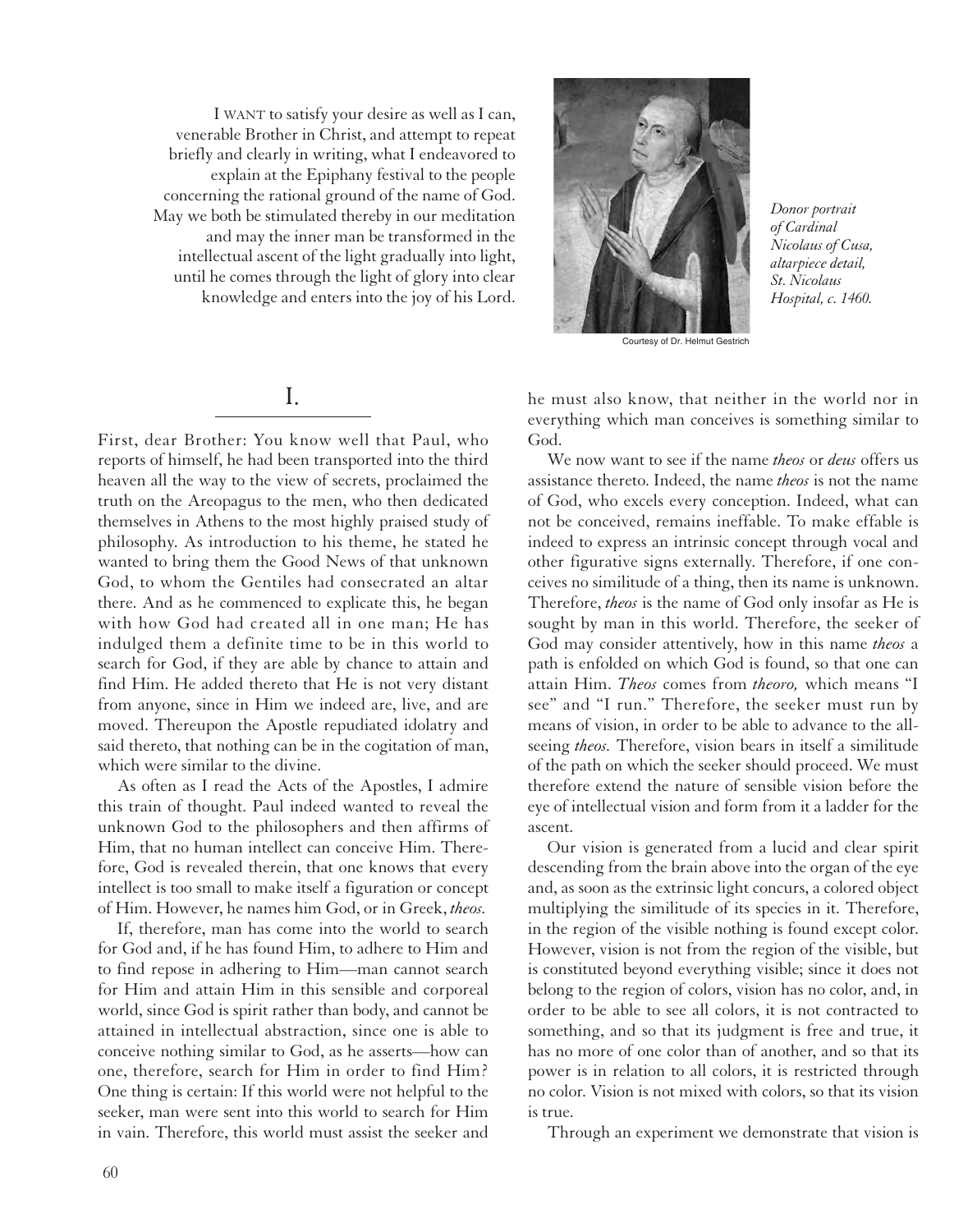I WANT to satisfy your desire as well as I can, venerable Brother in Christ, and attempt to repeat briefly and clearly in writing, what I endeavored to explain at the Epiphany festival to the people concerning the rational ground of the name of God. May we both be stimulated thereby in our meditation and may the inner man be transformed in the intellectual ascent of the light gradually into light, until he comes through the light of glory into clear knowledge and enters into the joy of his Lord.

*Donor portrait of Cardinal Nicolaus of Cusa, altarpiece detail, St. Nicolaus Hospital, c. 1460.*

Courtesy of Dr. Helmut Gestrich

## I.

First, dear Brother: You know well that Paul, who reports of himself, he had been transported into the third heaven all the way to the view of secrets, proclaimed the truth on the Areopagus to the men, who then dedicated themselves in Athens to the most highly praised study of philosophy. As introduction to his theme, he stated he wanted to bring them the Good News of that unknown God, to whom the Gentiles had consecrated an altar there. And as he commenced to explicate this, he began with how God had created all in one man; He has indulged them a definite time to be in this world to search for God, if they are able by chance to attain and find Him. He added thereto that He is not very distant from anyone, since in Him we indeed are, live, and are moved. Thereupon the Apostle repudiated idolatry and said thereto, that nothing can be in the cogitation of man, which were similar to the divine.

As often as I read the Acts of the Apostles, I admire this train of thought. Paul indeed wanted to reveal the unknown God to the philosophers and then affirms of Him, that no human intellect can conceive Him. Therefore, God is revealed therein, that one knows that every intellect is too small to make itself a figuration or concept of Him. However, he names him God, or in Greek, *theos.*

If, therefore, man has come into the world to search for God and, if he has found Him, to adhere to Him and to find repose in adhering to Him—man cannot search for Him and attain Him in this sensible and corporeal world, since God is spirit rather than body, and cannot be attained in intellectual abstraction, since one is able to conceive nothing similar to God, as he asserts—how can one, therefore, search for Him in order to find Him? One thing is certain: If this world were not helpful to the seeker, man were sent into this world to search for Him in vain. Therefore, this world must assist the seeker and he must also know, that neither in the world nor in everything which man conceives is something similar to God.

We now want to see if the name *theos* or *deus* offers us assistance thereto. Indeed, the name *theos* is not the name of God, who excels every conception. Indeed, what can not be conceived, remains ineffable. To make effable is indeed to express an intrinsic concept through vocal and other figurative signs externally. Therefore, if one conceives no similitude of a thing, then its name is unknown. Therefore, *theos* is the name of God only insofar as He is sought by man in this world. Therefore, the seeker of God may consider attentively, how in this name *theos* a path is enfolded on which God is found, so that one can attain Him. *Theos* comes from *theoro,* which means "I see" and "I run." Therefore, the seeker must run by means of vision, in order to be able to advance to the all-seeing *theos.* Therefore, vision bears in itself a similitude of the path on which the seeker should proceed. We must therefore extend the nature of sensible vision before the eye of intellectual vision and form from it a ladder for the ascent.

Our vision is generated from a lucid and clear spirit descending from the brain above into the organ of the eye and, as soon as the extrinsic light concurs, a colored object multiplying the similitude of its species in it. Therefore, in the region of the visible nothing is found except color. However, vision is not from the region of the visible, but is constituted beyond everything visible; since it does not belong to the region of colors, vision has no color, and, in order to be able to see all colors, it is not contracted to something, and so that its judgment is free and true, it has no more of one color than of another, and so that its power is in relation to all colors, it is restricted through no color. Vision is not mixed with colors, so that its vision is true.

Through an experiment we demonstrate that vision is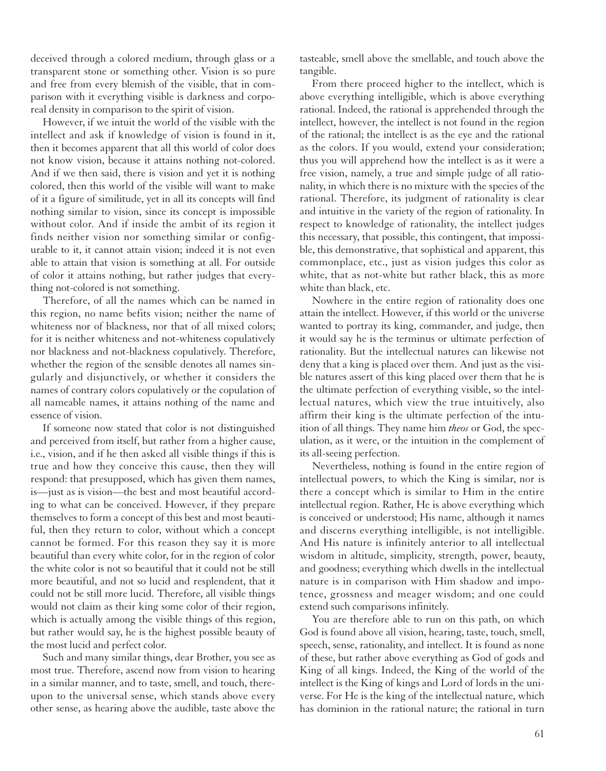deceived through a colored medium, through glass or a transparent stone or something other. Vision is so pure and free from every blemish of the visible, that in comparison with it everything visible is darkness and corporeal density in comparison to the spirit of vision.

However, if we intuit the world of the visible with the intellect and ask if knowledge of vision is found in it, then it becomes apparent that all this world of color does not know vision, because it attains nothing not-colored. And if we then said, there is vision and yet it is nothing colored, then this world of the visible will want to make of it a figure of similitude, yet in all its concepts will find nothing similar to vision, since its concept is impossible without color. And if inside the ambit of its region it finds neither vision nor something similar or configurable to it, it cannot attain vision; indeed it is not even able to attain that vision is something at all. For outside of color it attains nothing, but rather judges that everything not-colored is not something.

Therefore, of all the names which can be named in this region, no name befits vision; neither the name of whiteness nor of blackness, nor that of all mixed colors; for it is neither whiteness and not-whiteness copulatively nor blackness and not-blackness copulatively. Therefore, whether the region of the sensible denotes all names singularly and disjunctively, or whether it considers the names of contrary colors copulatively or the copulation of all nameable names, it attains nothing of the name and essence of vision.

If someone now stated that color is not distinguished and perceived from itself, but rather from a higher cause, i.e., vision, and if he then asked all visible things if this is true and how they conceive this cause, then they will respond: that presupposed, which has given them names, is—just as is vision—the best and most beautiful according to what can be conceived. However, if they prepare themselves to form a concept of this best and most beautiful, then they return to color, without which a concept cannot be formed. For this reason they say it is more beautiful than every white color, for in the region of color the white color is not so beautiful that it could not be still more beautiful, and not so lucid and resplendent, that it could not be still more lucid. Therefore, all visible things would not claim as their king some color of their region, which is actually among the visible things of this region, but rather would say, he is the highest possible beauty of the most lucid and perfect color.

Such and many similar things, dear Brother, you see as most true. Therefore, ascend now from vision to hearing in a similar manner, and to taste, smell, and touch, thereupon to the universal sense, which stands above every other sense, as hearing above the audible, taste above the tasteable, smell above the smellable, and touch above the tangible.

From there proceed higher to the intellect, which is above everything intelligible, which is above everything rational. Indeed, the rational is apprehended through the intellect, however, the intellect is not found in the region of the rational; the intellect is as the eye and the rational as the colors. If you would, extend your consideration; thus you will apprehend how the intellect is as it were a free vision, namely, a true and simple judge of all rationality, in which there is no mixture with the species of the rational. Therefore, its judgment of rationality is clear and intuitive in the variety of the region of rationality. In respect to knowledge of rationality, the intellect judges this necessary, that possible, this contingent, that impossible, this demonstrative, that sophistical and apparent, this commonplace, etc., just as vision judges this color as white, that as not-white but rather black, this as more white than black, etc.

Nowhere in the entire region of rationality does one attain the intellect. However, if this world or the universe wanted to portray its king, commander, and judge, then it would say he is the terminus or ultimate perfection of rationality. But the intellectual natures can likewise not deny that a king is placed over them. And just as the visible natures assert of this king placed over them that he is the ultimate perfection of everything visible, so the intellectual natures, which view the true intuitively, also affirm their king is the ultimate perfection of the intuition of all things. They name him *theos* or God, the speculation, as it were, or the intuition in the complement of its all-seeing perfection.

Nevertheless, nothing is found in the entire region of intellectual powers, to which the King is similar, nor is there a concept which is similar to Him in the entire intellectual region. Rather, He is above everything which is conceived or understood; His name, although it names and discerns everything intelligible, is not intelligible. And His nature is infinitely anterior to all intellectual wisdom in altitude, simplicity, strength, power, beauty, and goodness; everything which dwells in the intellectual nature is in comparison with Him shadow and impotence, grossness and meager wisdom; and one could extend such comparisons infinitely.

You are therefore able to run on this path, on which God is found above all vision, hearing, taste, touch, smell, speech, sense, rationality, and intellect. It is found as none of these, but rather above everything as God of gods and King of all kings. Indeed, the King of the world of the intellect is the King of kings and Lord of lords in the universe. For He is the king of the intellectual nature, which has dominion in the rational nature; the rational in turn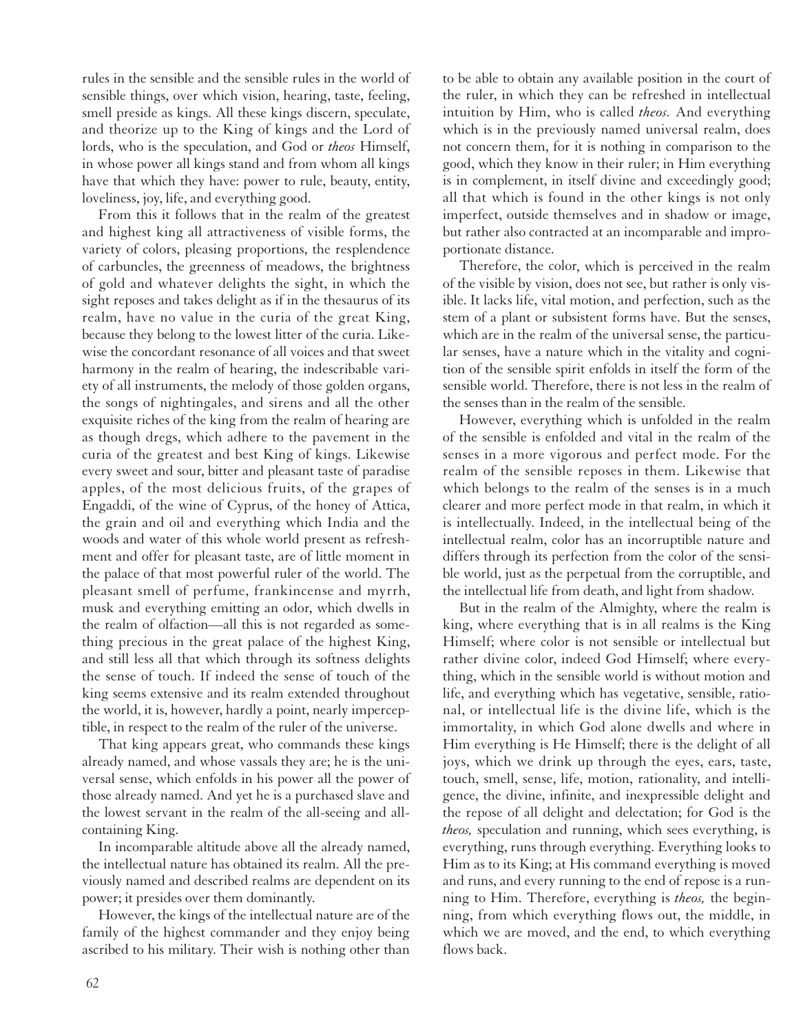rules in the sensible and the sensible rules in the world of sensible things, over which vision, hearing, taste, feeling, smell preside as kings. All these kings discern, speculate, and theorize up to the King of kings and the Lord of lords, who is the speculation, and God or *theos* Himself, in whose power all kings stand and from whom all kings have that which they have: power to rule, beauty, entity, loveliness, joy, life, and everything good.

From this it follows that in the realm of the greatest and highest king all attractiveness of visible forms, the variety of colors, pleasing proportions, the resplendence of carbuncles, the greenness of meadows, the brightness of gold and whatever delights the sight, in which the sight reposes and takes delight as if in the thesaurus of its realm, have no value in the curia of the great King, because they belong to the lowest litter of the curia. Likewise the concordant resonance of all voices and that sweet harmony in the realm of hearing, the indescribable variety of all instruments, the melody of those golden organs, the songs of nightingales, and sirens and all the other exquisite riches of the king from the realm of hearing are as though dregs, which adhere to the pavement in the curia of the greatest and best King of kings. Likewise every sweet and sour, bitter and pleasant taste of paradise apples, of the most delicious fruits, of the grapes of Engaddi, of the wine of Cyprus, of the honey of Attica, the grain and oil and everything which India and the woods and water of this whole world present as refreshment and offer for pleasant taste, are of little moment in the palace of that most powerful ruler of the world. The pleasant smell of perfume, frankincense and myrrh, musk and everything emitting an odor, which dwells in the realm of olfaction—all this is not regarded as something precious in the great palace of the highest King, and still less all that which through its softness delights the sense of touch. If indeed the sense of touch of the king seems extensive and its realm extended throughout the world, it is, however, hardly a point, nearly imperceptible, in respect to the realm of the ruler of the universe.

That king appears great, who commands these kings already named, and whose vassals they are; he is the universal sense, which enfolds in his power all the power of those already named. And yet he is a purchased slave and the lowest servant in the realm of the all-seeing and all-containing King.

In incomparable altitude above all the already named, the intellectual nature has obtained its realm. All the previously named and described realms are dependent on its power; it presides over them dominantly.

However, the kings of the intellectual nature are of the family of the highest commander and they enjoy being ascribed to his military. Their wish is nothing other than to be able to obtain any available position in the court of the ruler, in which they can be refreshed in intellectual intuition by Him, who is called *theos.* And everything which is in the previously named universal realm, does not concern them, for it is nothing in comparison to the good, which they know in their ruler; in Him everything is in complement, in itself divine and exceedingly good; all that which is found in the other kings is not only imperfect, outside themselves and in shadow or image, but rather also contracted at an incomparable and improportionate distance.

Therefore, the color, which is perceived in the realm of the visible by vision, does not see, but rather is only visible. It lacks life, vital motion, and perfection, such as the stem of a plant or subsistent forms have. But the senses, which are in the realm of the universal sense, the particular senses, have a nature which in the vitality and cognition of the sensible spirit enfolds in itself the form of the sensible world. Therefore, there is not less in the realm of the senses than in the realm of the sensible.

However, everything which is unfolded in the realm of the sensible is enfolded and vital in the realm of the senses in a more vigorous and perfect mode. For the realm of the sensible reposes in them. Likewise that which belongs to the realm of the senses is in a much clearer and more perfect mode in that realm, in which it is intellectually. Indeed, in the intellectual being of the intellectual realm, color has an incorruptible nature and differs through its perfection from the color of the sensible world, just as the perpetual from the corruptible, and the intellectual life from death, and light from shadow.

But in the realm of the Almighty, where the realm is king, where everything that is in all realms is the King Himself; where color is not sensible or intellectual but rather divine color, indeed God Himself; where everything, which in the sensible world is without motion and life, and everything which has vegetative, sensible, rational, or intellectual life is the divine life, which is the immortality, in which God alone dwells and where in Him everything is He Himself; there is the delight of all joys, which we drink up through the eyes, ears, taste, touch, smell, sense, life, motion, rationality, and intelligence, the divine, infinite, and inexpressible delight and the repose of all delight and delectation; for God is the *theos,* speculation and running, which sees everything, is everything, runs through everything. Everything looks to Him as to its King; at His command everything is moved and runs, and every running to the end of repose is a running to Him. Therefore, everything is *theos,* the beginning, from which everything flows out, the middle, in which we are moved, and the end, to which everything flows back.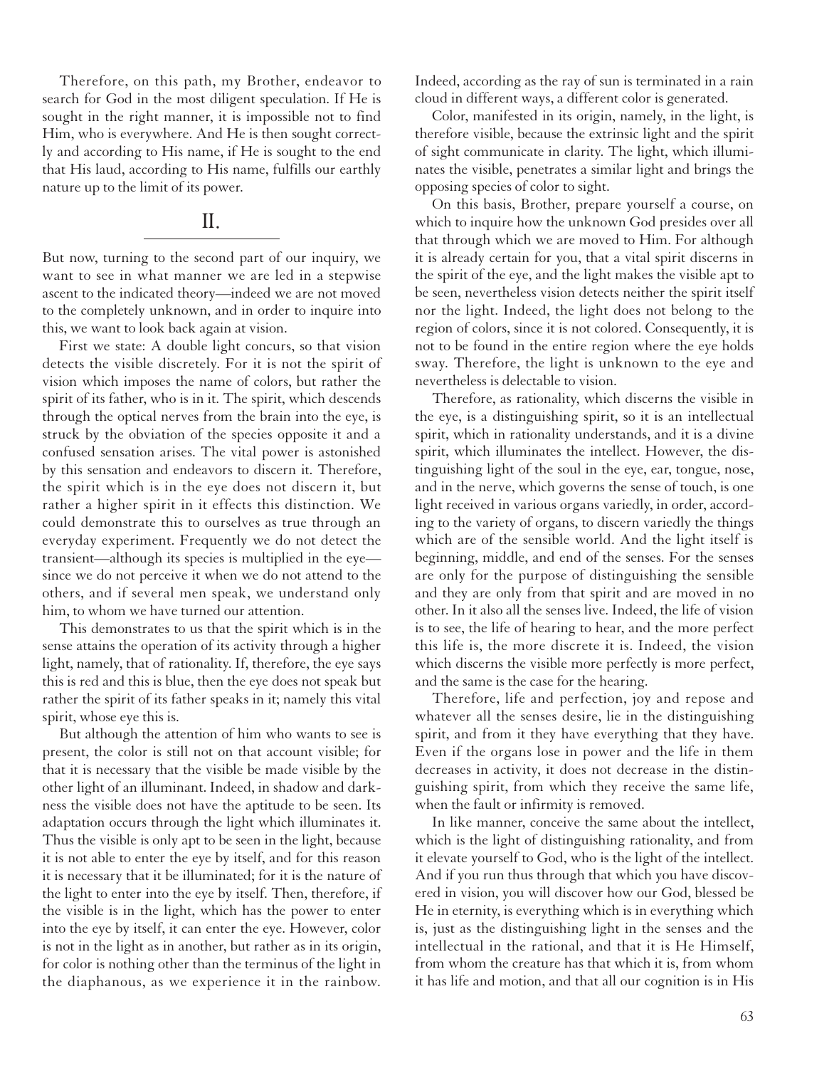Therefore, on this path, my Brother, endeavor to search for God in the most diligent speculation. If He is sought in the right manner, it is impossible not to find Him, who is everywhere. And He is then sought correctly and according to His name, if He is sought to the end that His laud, according to His name, fulfills our earthly nature up to the limit of its power.

## II.

But now, turning to the second part of our inquiry, we want to see in what manner we are led in a stepwise ascent to the indicated theory—indeed we are not moved to the completely unknown, and in order to inquire into this, we want to look back again at vision.

First we state: A double light concurs, so that vision detects the visible discretely. For it is not the spirit of vision which imposes the name of colors, but rather the spirit of its father, who is in it. The spirit, which descends through the optical nerves from the brain into the eye, is struck by the obviation of the species opposite it and a confused sensation arises. The vital power is astonished by this sensation and endeavors to discern it. Therefore, the spirit which is in the eye does not discern it, but rather a higher spirit in it effects this distinction. We could demonstrate this to ourselves as true through an everyday experiment. Frequently we do not detect the transient—although its species is multiplied in the eye—since we do not perceive it when we do not attend to the others, and if several men speak, we understand only him, to whom we have turned our attention.

This demonstrates to us that the spirit which is in the sense attains the operation of its activity through a higher light, namely, that of rationality. If, therefore, the eye says this is red and this is blue, then the eye does not speak but rather the spirit of its father speaks in it; namely this vital spirit, whose eye this is.

But although the attention of him who wants to see is present, the color is still not on that account visible; for that it is necessary that the visible be made visible by the other light of an illuminant. Indeed, in shadow and darkness the visible does not have the aptitude to be seen. Its adaptation occurs through the light which illuminates it. Thus the visible is only apt to be seen in the light, because it is not able to enter the eye by itself, and for this reason it is necessary that it be illuminated; for it is the nature of the light to enter into the eye by itself. Then, therefore, if the visible is in the light, which has the power to enter into the eye by itself, it can enter the eye. However, color is not in the light as in another, but rather as in its origin, for color is nothing other than the terminus of the light in the diaphanous, as we experience it in the rainbow. Indeed, according as the ray of sun is terminated in a rain cloud in different ways, a different color is generated.

Color, manifested in its origin, namely, in the light, is therefore visible, because the extrinsic light and the spirit of sight communicate in clarity. The light, which illuminates the visible, penetrates a similar light and brings the opposing species of color to sight.

On this basis, Brother, prepare yourself a course, on which to inquire how the unknown God presides over all that through which we are moved to Him. For although it is already certain for you, that a vital spirit discerns in the spirit of the eye, and the light makes the visible apt to be seen, nevertheless vision detects neither the spirit itself nor the light. Indeed, the light does not belong to the region of colors, since it is not colored. Consequently, it is not to be found in the entire region where the eye holds sway. Therefore, the light is unknown to the eye and nevertheless is delectable to vision.

Therefore, as rationality, which discerns the visible in the eye, is a distinguishing spirit, so it is an intellectual spirit, which in rationality understands, and it is a divine spirit, which illuminates the intellect. However, the distinguishing light of the soul in the eye, ear, tongue, nose, and in the nerve, which governs the sense of touch, is one light received in various organs variedly, in order, according to the variety of organs, to discern variedly the things which are of the sensible world. And the light itself is beginning, middle, and end of the senses. For the senses are only for the purpose of distinguishing the sensible and they are only from that spirit and are moved in no other. In it also all the senses live. Indeed, the life of vision is to see, the life of hearing to hear, and the more perfect this life is, the more discrete it is. Indeed, the vision which discerns the visible more perfectly is more perfect, and the same is the case for the hearing.

Therefore, life and perfection, joy and repose and whatever all the senses desire, lie in the distinguishing spirit, and from it they have everything that they have. Even if the organs lose in power and the life in them decreases in activity, it does not decrease in the distinguishing spirit, from which they receive the same life, when the fault or infirmity is removed.

In like manner, conceive the same about the intellect, which is the light of distinguishing rationality, and from it elevate yourself to God, who is the light of the intellect. And if you run thus through that which you have discovered in vision, you will discover how our God, blessed be He in eternity, is everything which is in everything which is, just as the distinguishing light in the senses and the intellectual in the rational, and that it is He Himself, from whom the creature has that which it is, from whom it has life and motion, and that all our cognition is in His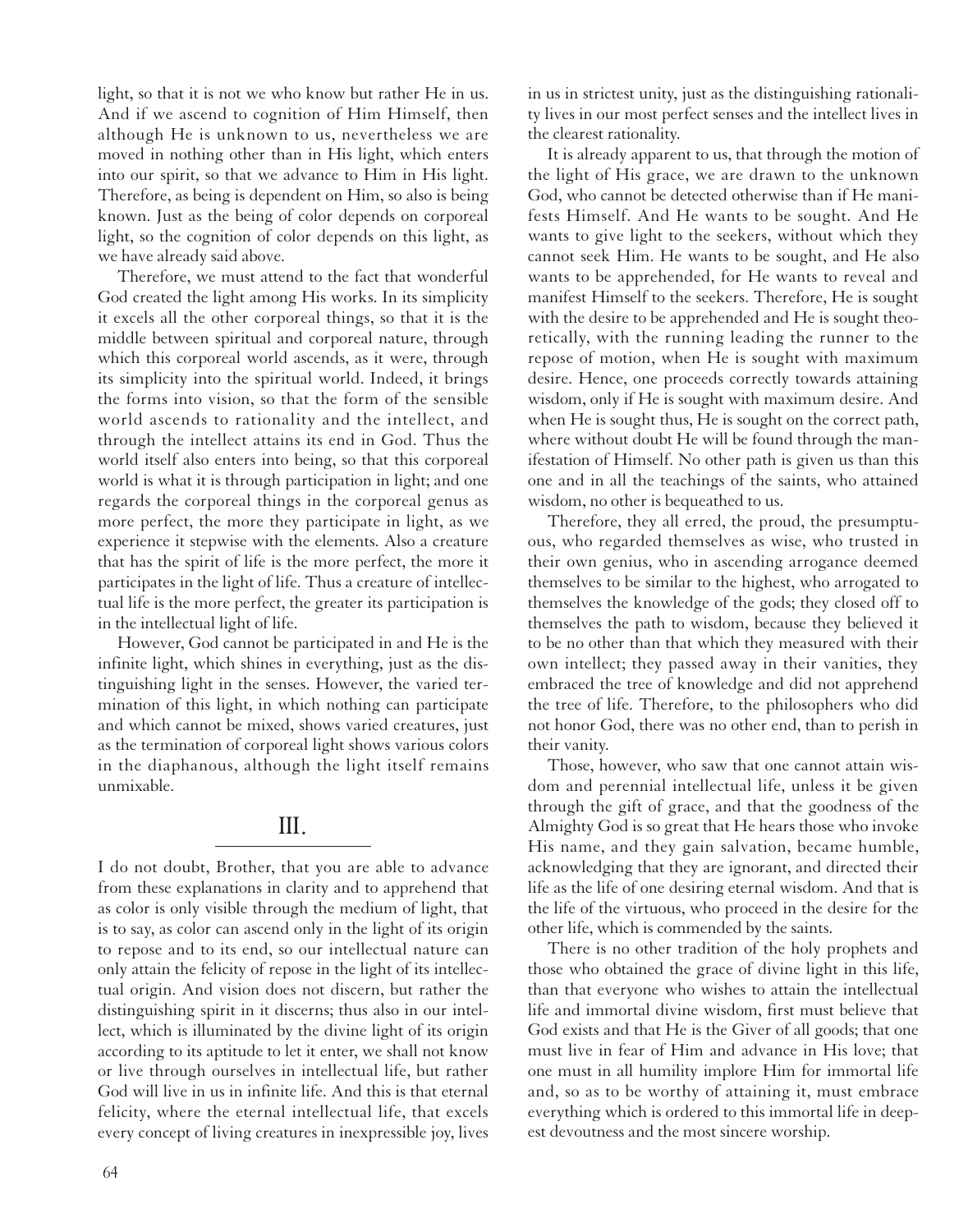light, so that it is not we who know but rather He in us. And if we ascend to cognition of Him Himself, then although He is unknown to us, nevertheless we are moved in nothing other than in His light, which enters into our spirit, so that we advance to Him in His light. Therefore, as being is dependent on Him, so also is being known. Just as the being of color depends on corporeal light, so the cognition of color depends on this light, as we have already said above.

Therefore, we must attend to the fact that wonderful God created the light among His works. In its simplicity it excels all the other corporeal things, so that it is the middle between spiritual and corporeal nature, through which this corporeal world ascends, as it were, through its simplicity into the spiritual world. Indeed, it brings the forms into vision, so that the form of the sensible world ascends to rationality and the intellect, and through the intellect attains its end in God. Thus the world itself also enters into being, so that this corporeal world is what it is through participation in light; and one regards the corporeal things in the corporeal genus as more perfect, the more they participate in light, as we experience it stepwise with the elements. Also a creature that has the spirit of life is the more perfect, the more it participates in the light of life. Thus a creature of intellectual life is the more perfect, the greater its participation is in the intellectual light of life.

However, God cannot be participated in and He is the infinite light, which shines in everything, just as the distinguishing light in the senses. However, the varied termination of this light, in which nothing can participate and which cannot be mixed, shows varied creatures, just as the termination of corporeal light shows various colors in the diaphanous, although the light itself remains unmixable.

## III.

I do not doubt, Brother, that you are able to advance from these explanations in clarity and to apprehend that as color is only visible through the medium of light, that is to say, as color can ascend only in the light of its origin to repose and to its end, so our intellectual nature can only attain the felicity of repose in the light of its intellectual origin. And vision does not discern, but rather the distinguishing spirit in it discerns; thus also in our intellect, which is illuminated by the divine light of its origin according to its aptitude to let it enter, we shall not know or live through ourselves in intellectual life, but rather God will live in us in infinite life. And this is that eternal felicity, where the eternal intellectual life, that excels every concept of living creatures in inexpressible joy, lives in us in strictest unity, just as the distinguishing rationality lives in our most perfect senses and the intellect lives in the clearest rationality.

It is already apparent to us, that through the motion of the light of His grace, we are drawn to the unknown God, who cannot be detected otherwise than if He manifests Himself. And He wants to be sought. And He wants to give light to the seekers, without which they cannot seek Him. He wants to be sought, and He also wants to be apprehended, for He wants to reveal and manifest Himself to the seekers. Therefore, He is sought with the desire to be apprehended and He is sought theoretically, with the running leading the runner to the repose of motion, when He is sought with maximum desire. Hence, one proceeds correctly towards attaining wisdom, only if He is sought with maximum desire. And when He is sought thus, He is sought on the correct path, where without doubt He will be found through the manifestation of Himself. No other path is given us than this one and in all the teachings of the saints, who attained wisdom, no other is bequeathed to us.

Therefore, they all erred, the proud, the presumptuous, who regarded themselves as wise, who trusted in their own genius, who in ascending arrogance deemed themselves to be similar to the highest, who arrogated to themselves the knowledge of the gods; they closed off to themselves the path to wisdom, because they believed it to be no other than that which they measured with their own intellect; they passed away in their vanities, they embraced the tree of knowledge and did not apprehend the tree of life. Therefore, to the philosophers who did not honor God, there was no other end, than to perish in their vanity.

Those, however, who saw that one cannot attain wisdom and perennial intellectual life, unless it be given through the gift of grace, and that the goodness of the Almighty God is so great that He hears those who invoke His name, and they gain salvation, became humble, acknowledging that they are ignorant, and directed their life as the life of one desiring eternal wisdom. And that is the life of the virtuous, who proceed in the desire for the other life, which is commended by the saints.

There is no other tradition of the holy prophets and those who obtained the grace of divine light in this life, than that everyone who wishes to attain the intellectual life and immortal divine wisdom, first must believe that God exists and that He is the Giver of all goods; that one must live in fear of Him and advance in His love; that one must in all humility implore Him for immortal life and, so as to be worthy of attaining it, must embrace everything which is ordered to this immortal life in deepest devoutness and the most sincere worship.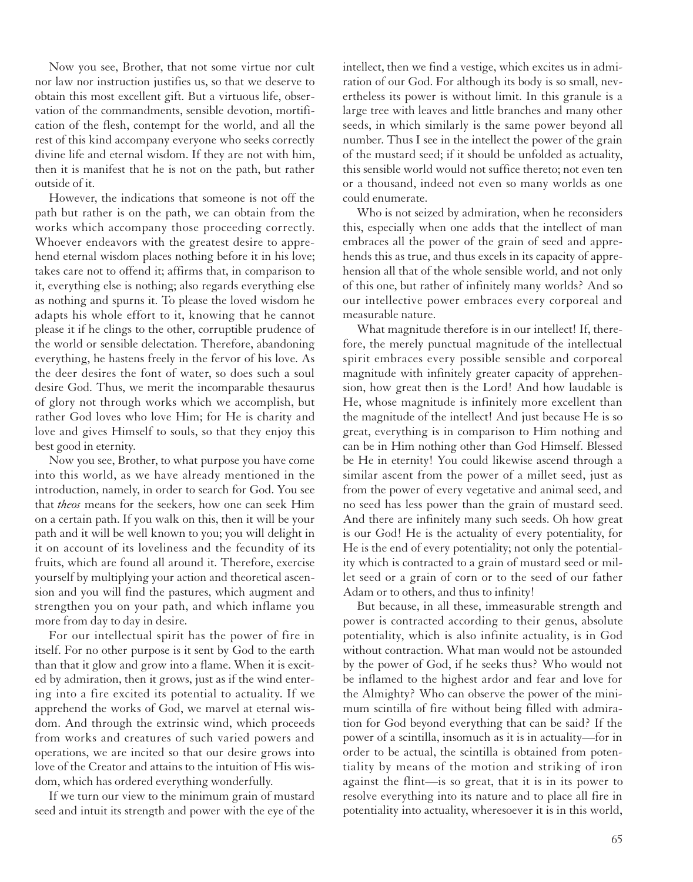Now you see, Brother, that not some virtue nor cult nor law nor instruction justifies us, so that we deserve to obtain this most excellent gift. But a virtuous life, observation of the commandments, sensible devotion, mortification of the flesh, contempt for the world, and all the rest of this kind accompany everyone who seeks correctly divine life and eternal wisdom. If they are not with him, then it is manifest that he is not on the path, but rather outside of it.

However, the indications that someone is not off the path but rather is on the path, we can obtain from the works which accompany those proceeding correctly. Whoever endeavors with the greatest desire to apprehend eternal wisdom places nothing before it in his love; takes care not to offend it; affirms that, in comparison to it, everything else is nothing; also regards everything else as nothing and spurns it. To please the loved wisdom he adapts his whole effort to it, knowing that he cannot please it if he clings to the other, corruptible prudence of the world or sensible delectation. Therefore, abandoning everything, he hastens freely in the fervor of his love. As the deer desires the font of water, so does such a soul desire God. Thus, we merit the incomparable thesaurus of glory not through works which we accomplish, but rather God loves who love Him; for He is charity and love and gives Himself to souls, so that they enjoy this best good in eternity.

Now you see, Brother, to what purpose you have come into this world, as we have already mentioned in the introduction, namely, in order to search for God. You see that *theos* means for the seekers, how one can seek Him on a certain path. If you walk on this, then it will be your path and it will be well known to you; you will delight in it on account of its loveliness and the fecundity of its fruits, which are found all around it. Therefore, exercise yourself by multiplying your action and theoretical ascension and you will find the pastures, which augment and strengthen you on your path, and which inflame you more from day to day in desire.

For our intellectual spirit has the power of fire in itself. For no other purpose is it sent by God to the earth than that it glow and grow into a flame. When it is excited by admiration, then it grows, just as if the wind entering into a fire excited its potential to actuality. If we apprehend the works of God, we marvel at eternal wisdom. And through the extrinsic wind, which proceeds from works and creatures of such varied powers and operations, we are incited so that our desire grows into love of the Creator and attains to the intuition of His wisdom, which has ordered everything wonderfully.

If we turn our view to the minimum grain of mustard seed and intuit its strength and power with the eye of the intellect, then we find a vestige, which excites us in admiration of our God. For although its body is so small, nevertheless its power is without limit. In this granule is a large tree with leaves and little branches and many other seeds, in which similarly is the same power beyond all number. Thus I see in the intellect the power of the grain of the mustard seed; if it should be unfolded as actuality, this sensible world would not suffice thereto; not even ten or a thousand, indeed not even so many worlds as one could enumerate.

Who is not seized by admiration, when he reconsiders this, especially when one adds that the intellect of man embraces all the power of the grain of seed and apprehends this as true, and thus excels in its capacity of apprehension all that of the whole sensible world, and not only of this one, but rather of infinitely many worlds? And so our intellective power embraces every corporeal and measurable nature.

What magnitude therefore is in our intellect! If, therefore, the merely punctual magnitude of the intellectual spirit embraces every possible sensible and corporeal magnitude with infinitely greater capacity of apprehension, how great then is the Lord! And how laudable is He, whose magnitude is infinitely more excellent than the magnitude of the intellect! And just because He is so great, everything is in comparison to Him nothing and can be in Him nothing other than God Himself. Blessed be He in eternity! You could likewise ascend through a similar ascent from the power of a millet seed, just as from the power of every vegetative and animal seed, and no seed has less power than the grain of mustard seed. And there are infinitely many such seeds. Oh how great is our God! He is the actuality of every potentiality, for He is the end of every potentiality; not only the potentiality which is contracted to a grain of mustard seed or millet seed or a grain of corn or to the seed of our father Adam or to others, and thus to infinity!

But because, in all these, immeasurable strength and power is contracted according to their genus, absolute potentiality, which is also infinite actuality, is in God without contraction. What man would not be astounded by the power of God, if he seeks thus? Who would not be inflamed to the highest ardor and fear and love for the Almighty? Who can observe the power of the minimum scintilla of fire without being filled with admiration for God beyond everything that can be said? If the power of a scintilla, insomuch as it is in actuality—for in order to be actual, the scintilla is obtained from potentiality by means of the motion and striking of iron against the flint—is so great, that it is in its power to resolve everything into its nature and to place all fire in potentiality into actuality, wheresoever it is in this world,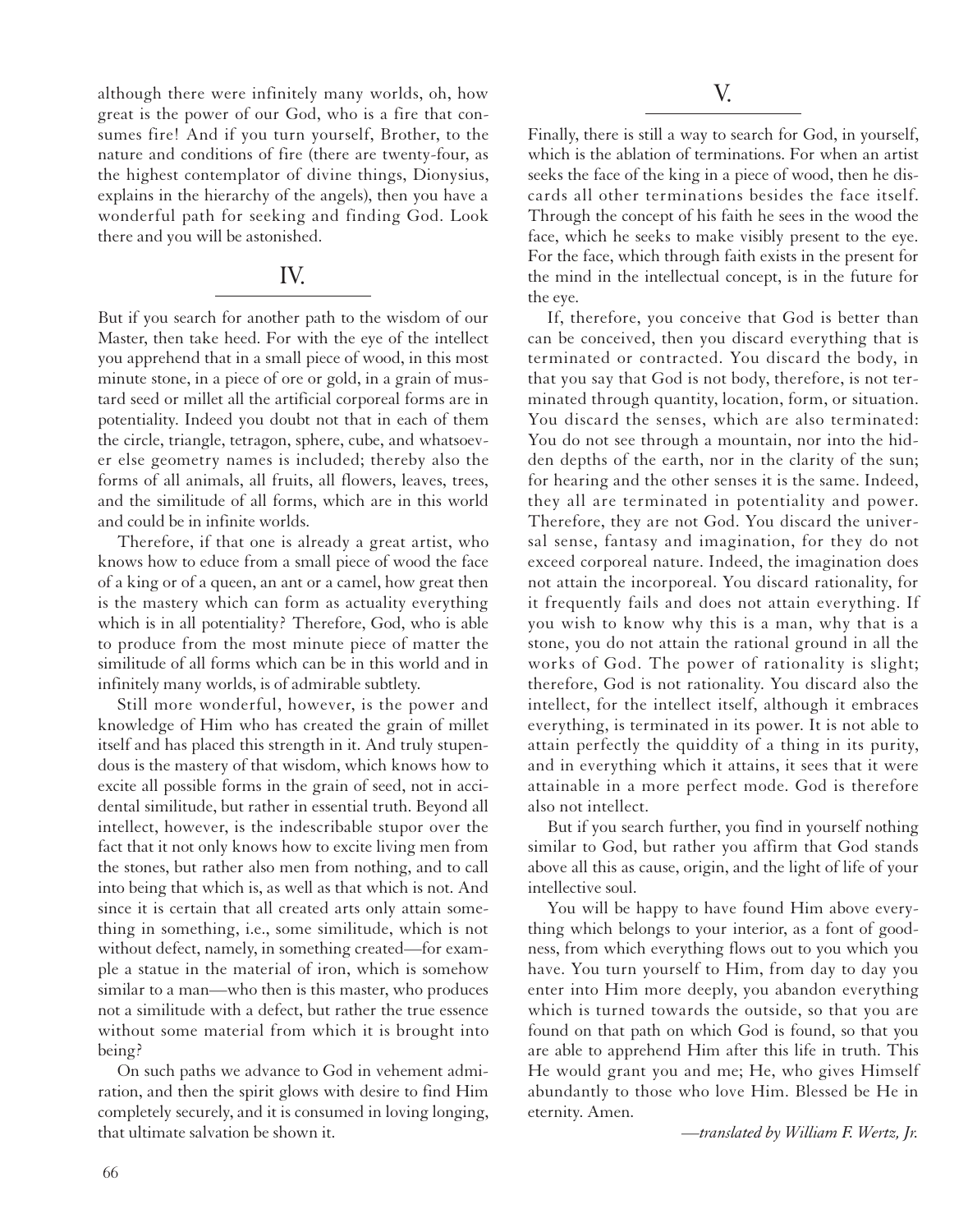although there were infinitely many worlds, oh, how great is the power of our God, who is a fire that consumes fire! And if you turn yourself, Brother, to the nature and conditions of fire (there are twenty-four, as the highest contemplator of divine things, Dionysius, explains in the hierarchy of the angels), then you have a wonderful path for seeking and finding God. Look there and you will be astonished.

## IV.

But if you search for another path to the wisdom of our Master, then take heed. For with the eye of the intellect you apprehend that in a small piece of wood, in this most minute stone, in a piece of ore or gold, in a grain of mustard seed or millet all the artificial corporeal forms are in potentiality. Indeed you doubt not that in each of them the circle, triangle, tetragon, sphere, cube, and whatsoever else geometry names is included; thereby also the forms of all animals, all fruits, all flowers, leaves, trees, and the similitude of all forms, which are in this world and could be in infinite worlds.

Therefore, if that one is already a great artist, who knows how to educe from a small piece of wood the face of a king or of a queen, an ant or a camel, how great then is the mastery which can form as actuality everything which is in all potentiality? Therefore, God, who is able to produce from the most minute piece of matter the similitude of all forms which can be in this world and in infinitely many worlds, is of admirable subtlety.

Still more wonderful, however, is the power and knowledge of Him who has created the grain of millet itself and has placed this strength in it. And truly stupendous is the mastery of that wisdom, which knows how to excite all possible forms in the grain of seed, not in accidental similitude, but rather in essential truth. Beyond all intellect, however, is the indescribable stupor over the fact that it not only knows how to excite living men from the stones, but rather also men from nothing, and to call into being that which is, as well as that which is not. And since it is certain that all created arts only attain something in something, i.e., some similitude, which is not without defect, namely, in something created—for example a statue in the material of iron, which is somehow similar to a man—who then is this master, who produces not a similitude with a defect, but rather the true essence without some material from which it is brought into being?

On such paths we advance to God in vehement admiration, and then the spirit glows with desire to find Him completely securely, and it is consumed in loving longing, that ultimate salvation be shown it.

## V.

Finally, there is still a way to search for God, in yourself, which is the ablation of terminations. For when an artist seeks the face of the king in a piece of wood, then he discards all other terminations besides the face itself. Through the concept of his faith he sees in the wood the face, which he seeks to make visibly present to the eye. For the face, which through faith exists in the present for the mind in the intellectual concept, is in the future for the eye.

If, therefore, you conceive that God is better than can be conceived, then you discard everything that is terminated or contracted. You discard the body, in that you say that God is not body, therefore, is not terminated through quantity, location, form, or situation. You discard the senses, which are also terminated: You do not see through a mountain, nor into the hidden depths of the earth, nor in the clarity of the sun; for hearing and the other senses it is the same. Indeed, they all are terminated in potentiality and power. Therefore, they are not God. You discard the universal sense, fantasy and imagination, for they do not exceed corporeal nature. Indeed, the imagination does not attain the incorporeal. You discard rationality, for it frequently fails and does not attain everything. If you wish to know why this is a man, why that is a stone, you do not attain the rational ground in all the works of God. The power of rationality is slight; therefore, God is not rationality. You discard also the intellect, for the intellect itself, although it embraces everything, is terminated in its power. It is not able to attain perfectly the quiddity of a thing in its purity, and in everything which it attains, it sees that it were attainable in a more perfect mode. God is therefore also not intellect.

But if you search further, you find in yourself nothing similar to God, but rather you affirm that God stands above all this as cause, origin, and the light of life of your intellective soul.

You will be happy to have found Him above everything which belongs to your interior, as a font of goodness, from which everything flows out to you which you have. You turn yourself to Him, from day to day you enter into Him more deeply, you abandon everything which is turned towards the outside, so that you are found on that path on which God is found, so that you are able to apprehend Him after this life in truth. This He would grant you and me; He, who gives Himself abundantly to those who love Him. Blessed be He in eternity. Amen.

*—translated by William F. Wertz, Jr.*